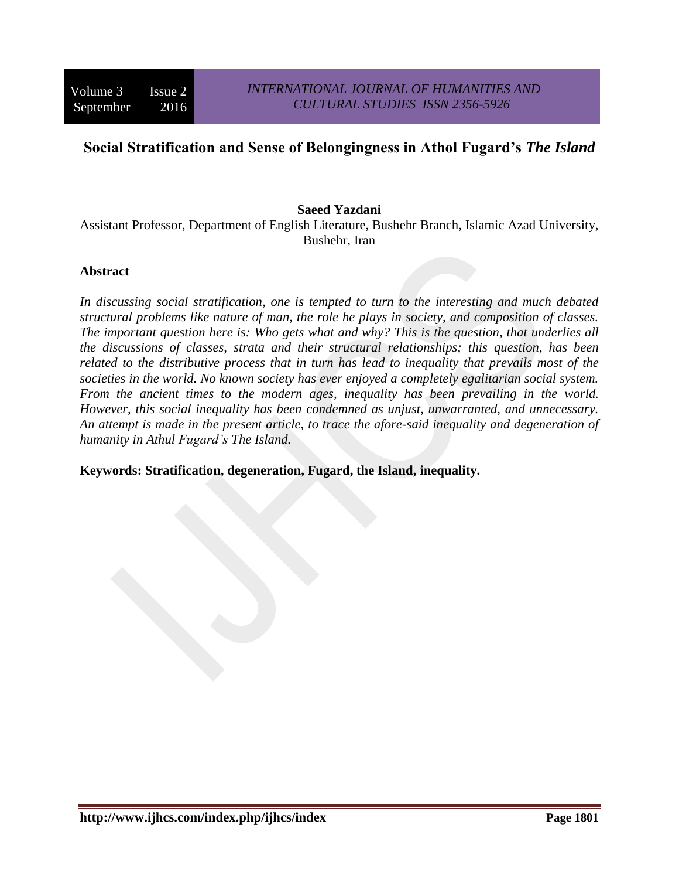# Social Stratification and Sense of Belongingness in Athol Fugard's *The Island*

**Saeed Yazdani**

Assistant Professor, Department of English Literature, Bushehr Branch, Islamic Azad University, Bushehr, Iran

**Abstract**

*In discussing social stratification, one is tempted to turn to the interesting and much debated structural problems like nature of man, the role he plays in society, and composition of classes. The important question here is: Who gets what and why? This is the question, that underlies all the discussions of classes, strata and their structural relationships; this question, has been related to the distributive process that in turn has lead to inequality that prevails most of the societies in the world. No known society has ever enjoyed a completely egalitarian social system. From the ancient times to the modern ages, inequality has been prevailing in the world. However, this social inequality has been condemned as unjust, unwarranted, and unnecessary. An attempt is made in the present article, to trace the afore-said inequality and degeneration of humanity in Athul Fugard's The Island.*

**Keywords: Stratification, degeneration, Fugard, the Island, inequality.**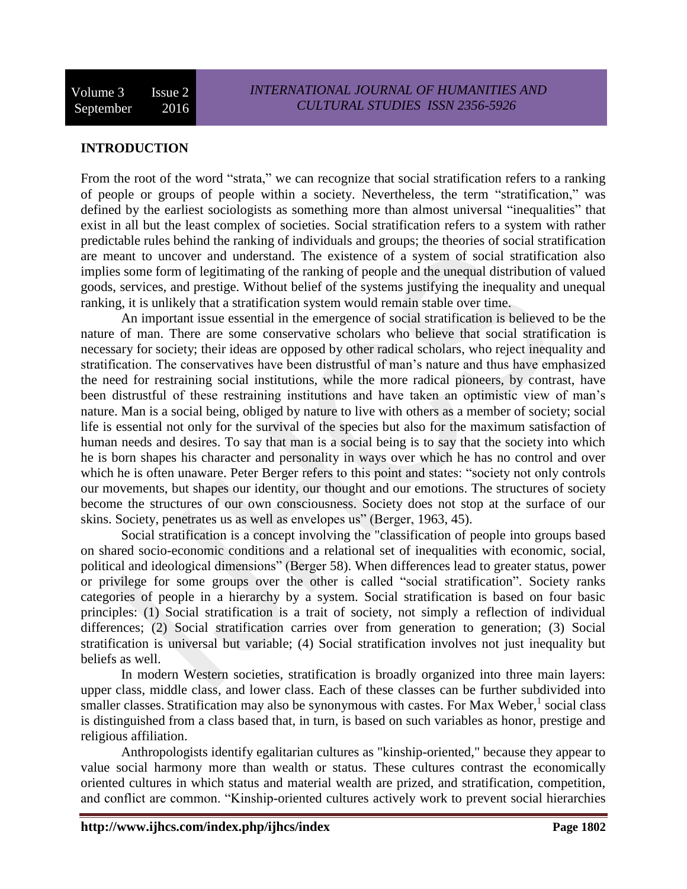## INTRODUCTION

From the root of the word "strata," we can recognize that social stratification refers to a ranking of people or groups of people within a society. Nevertheless, the term "stratification," was defined by the earliest sociologists as something more than almost universal "inequalities" that exist in all but the least complex of societies. Social stratification refers to a system with rather predictable rules behind the ranking of individuals and groups; the theories of social stratification are meant to uncover and understand. The existence of a system of social stratification also implies some form of legitimating of the ranking of people and the unequal distribution of valued goods, services, and prestige. Without belief of the systems justifying the inequality and unequal ranking, it is unlikely that a stratification system would remain stable over time.

An important issue essential in the emergence of social stratification is believed to be the nature of man. There are some conservative scholars who believe that social stratification is necessary for society; their ideas are opposed by other radical scholars, who reject inequality and stratification. The conservatives have been distrustful of man's nature and thus have emphasized the need for restraining social institutions, while the more radical pioneers, by contrast, have been distrustful of these restraining institutions and have taken an optimistic view of man's nature. Man is a social being, obliged by nature to live with others as a member of society; social life is essential not only for the survival of the species but also for the maximum satisfaction of human needs and desires. To say that man is a social being is to say that the society into which he is born shapes his character and personality in ways over which he has no control and over which he is often unaware. Peter Berger refers to this point and states: "society not only controls our movements, but shapes our identity, our thought and our emotions. The structures of society become the structures of our own consciousness. Society does not stop at the surface of our skins. Society, penetrates us as well as envelopes us" (Berger, 1963, 45).

Social stratification is a concept involving the "classification of people into groups based on shared socio-economic conditions and a relational set of inequalities with economic, social, political and ideological dimensions" (Berger 58). When differences lead to greater status, power or privilege for some groups over the other is called "social stratification". Society ranks categories of people in a hierarchy by a system. Social stratification is based on four basic principles: (1) Social stratification is a trait of society, not simply a reflection of individual differences; (2) Social stratification carries over from generation to generation; (3) Social stratification is universal but variable; (4) Social stratification involves not just inequality but beliefs as well.

In modern Western societies, stratification is broadly organized into three main layers: upper class, middle class, and lower class. Each of these classes can be further subdivided into smaller classes. Stratification may also be synonymous with castes. For Max Weber,[1] social class is distinguished from a class based that, in turn, is based on such variables as honor, prestige and religious affiliation.

Anthropologists identify egalitarian cultures as "kinship-oriented," because they appear to value social harmony more than wealth or status. These cultures contrast the economically oriented cultures in which status and material wealth are prized, and stratification, competition, and conflict are common. "Kinship-oriented cultures actively work to prevent social hierarchies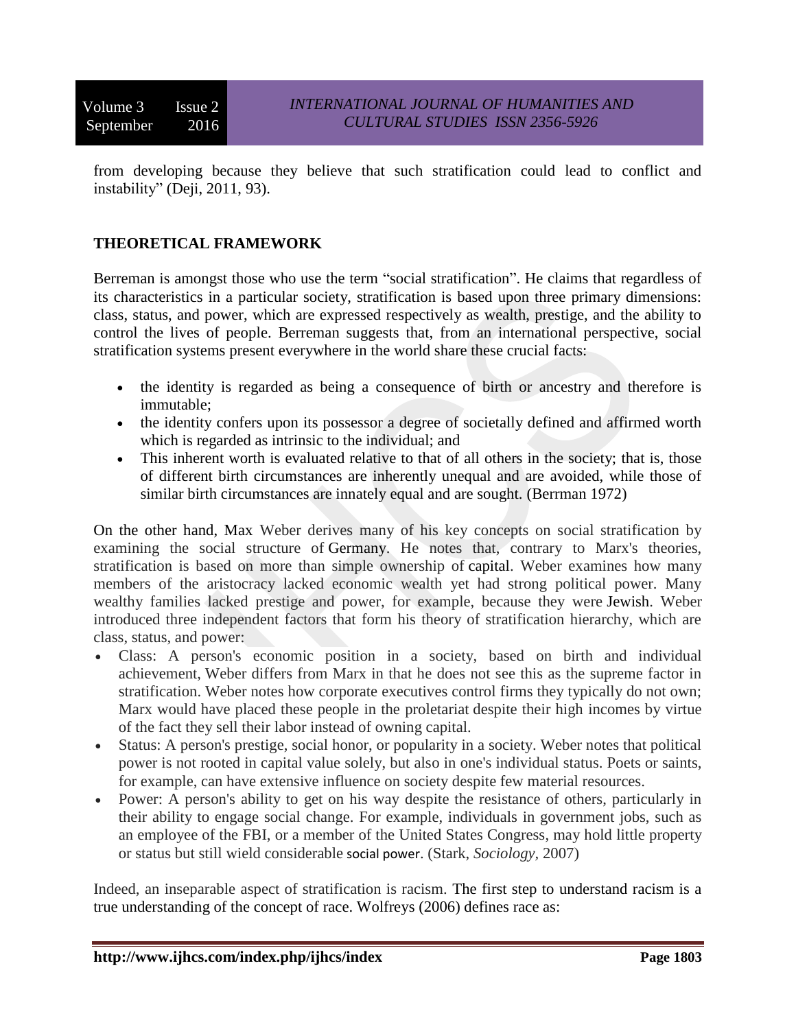from developing because they believe that such stratification could lead to conflict and instability" (Deji, 2011, 93).

## THEORETICAL FRAMEWORK

Berreman is amongst those who use the term "social stratification". He claims that regardless of its characteristics in a particular society, stratification is based upon three primary dimensions: class, status, and power, which are expressed respectively as wealth, prestige, and the ability to control the lives of people. Berreman suggests that, from an international perspective, social stratification systems present everywhere in the world share these crucial facts:

- the identity is regarded as being a consequence of birth or ancestry and therefore is immutable;
- the identity confers upon its possessor a degree of societally defined and affirmed worth which is regarded as intrinsic to the individual; and
- This inherent worth is evaluated relative to that of all others in the society; that is, those of different birth circumstances are inherently unequal and are avoided, while those of similar birth circumstances are innately equal and are sought. (Berrman 1972)

On the other hand, Max Weber derives many of his key concepts on social stratification by examining the social structure of Germany. He notes that, contrary to Marx's theories, stratification is based on more than simple ownership of capital. Weber examines how many members of the aristocracy lacked economic wealth yet had strong political power. Many wealthy families lacked prestige and power, for example, because they were Jewish. Weber introduced three independent factors that form his theory of stratification hierarchy, which are class, status, and power:

- Class: A person's economic position in a society, based on birth and individual achievement, Weber differs from Marx in that he does not see this as the supreme factor in stratification. Weber notes how corporate executives control firms they typically do not own; Marx would have placed these people in the proletariat despite their high incomes by virtue of the fact they sell their labor instead of owning capital.
- Status: A person's prestige, social honor, or popularity in a society. Weber notes that political power is not rooted in capital value solely, but also in one's individual status. Poets or saints, for example, can have extensive influence on society despite few material resources.
- Power: A person's ability to get on his way despite the resistance of others, particularly in their ability to engage social change. For example, individuals in government jobs, such as an employee of the FBI, or a member of the United States Congress, may hold little property or status but still wield considerable social power. (Stark, *Sociology*, 2007)

Indeed, an inseparable aspect of stratification is racism. The first step to understand racism is a true understanding of the concept of race. Wolfreys (2006) defines race as: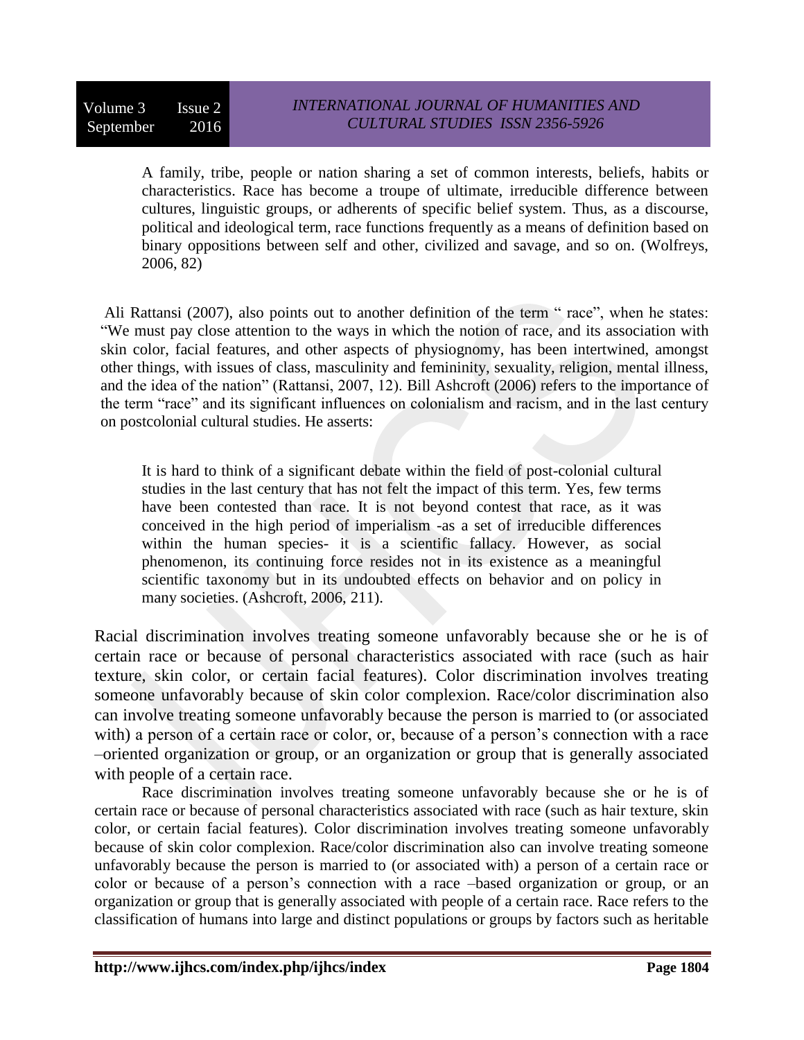> A family, tribe, people or nation sharing a set of common interests, beliefs, habits or characteristics. Race has become a troupe of ultimate, irreducible difference between cultures, linguistic groups, or adherents of specific belief system. Thus, as a discourse, political and ideological term, race functions frequently as a means of definition based on binary oppositions between self and other, civilized and savage, and so on. (Wolfreys, 2006, 82)

Ali Rattansi (2007), also points out to another definition of the term " race", when he states: "We must pay close attention to the ways in which the notion of race, and its association with skin color, facial features, and other aspects of physiognomy, has been intertwined, amongst other things, with issues of class, masculinity and femininity, sexuality, religion, mental illness, and the idea of the nation" (Rattansi, 2007, 12). Bill Ashcroft (2006) refers to the importance of the term "race" and its significant influences on colonialism and racism, and in the last century on postcolonial cultural studies. He asserts:

> It is hard to think of a significant debate within the field of post-colonial cultural studies in the last century that has not felt the impact of this term. Yes, few terms have been contested than race. It is not beyond contest that race, as it was conceived in the high period of imperialism -as a set of irreducible differences within the human species- it is a scientific fallacy. However, as social phenomenon, its continuing force resides not in its existence as a meaningful scientific taxonomy but in its undoubted effects on behavior and on policy in many societies. (Ashcroft, 2006, 211).

Racial discrimination involves treating someone unfavorably because she or he is of certain race or because of personal characteristics associated with race (such as hair texture, skin color, or certain facial features). Color discrimination involves treating someone unfavorably because of skin color complexion. Race/color discrimination also can involve treating someone unfavorably because the person is married to (or associated with) a person of a certain race or color, or, because of a person's connection with a race –oriented organization or group, or an organization or group that is generally associated with people of a certain race.

Race discrimination involves treating someone unfavorably because she or he is of certain race or because of personal characteristics associated with race (such as hair texture, skin color, or certain facial features). Color discrimination involves treating someone unfavorably because of skin color complexion. Race/color discrimination also can involve treating someone unfavorably because the person is married to (or associated with) a person of a certain race or color or because of a person's connection with a race –based organization or group, or an organization or group that is generally associated with people of a certain race. Race refers to the classification of humans into large and distinct populations or groups by factors such as heritable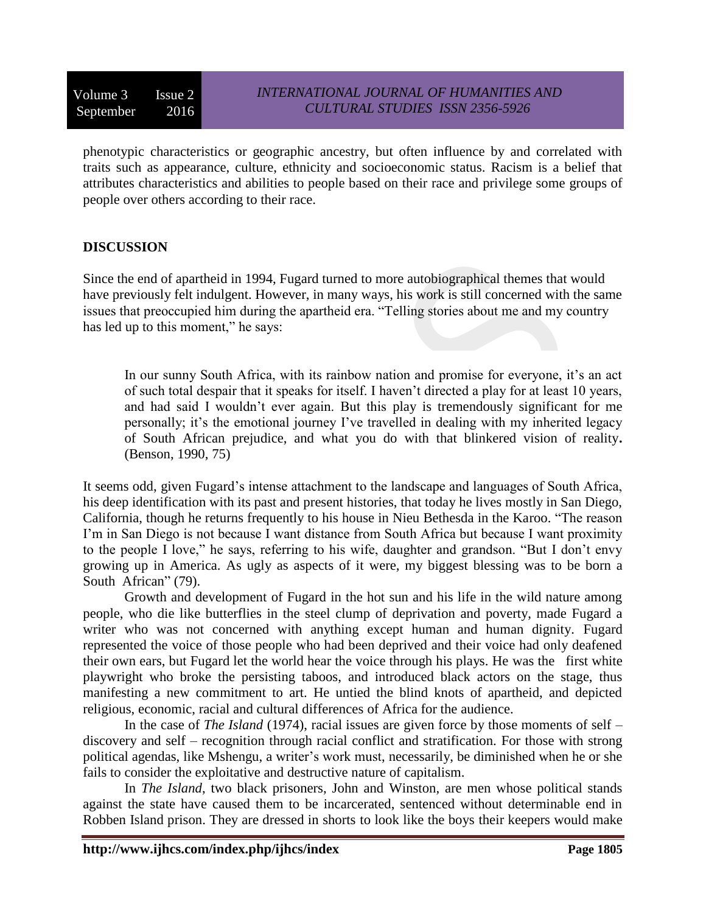phenotypic characteristics or geographic ancestry, but often influence by and correlated with traits such as appearance, culture, ethnicity and socioeconomic status. Racism is a belief that attributes characteristics and abilities to people based on their race and privilege some groups of people over others according to their race.

## DISCUSSION

Since the end of apartheid in 1994, Fugard turned to more autobiographical themes that would have previously felt indulgent. However, in many ways, his work is still concerned with the same issues that preoccupied him during the apartheid era. "Telling stories about me and my country has led up to this moment," he says:

> In our sunny South Africa, with its rainbow nation and promise for everyone, it's an act of such total despair that it speaks for itself. I haven't directed a play for at least 10 years, and had said I wouldn't ever again. But this play is tremendously significant for me personally; it's the emotional journey I've travelled in dealing with my inherited legacy of South African prejudice, and what you do with that blinkered vision of reality**.** (Benson, 1990, 75)

It seems odd, given Fugard's intense attachment to the landscape and languages of South Africa, his deep identification with its past and present histories, that today he lives mostly in San Diego, California, though he returns frequently to his house in Nieu Bethesda in the Karoo. "The reason I'm in San Diego is not because I want distance from South Africa but because I want proximity to the people I love," he says, referring to his wife, daughter and grandson. "But I don't envy growing up in America. As ugly as aspects of it were, my biggest blessing was to be born a South African" (79).

Growth and development of Fugard in the hot sun and his life in the wild nature among people, who die like butterflies in the steel clump of deprivation and poverty, made Fugard a writer who was not concerned with anything except human and human dignity. Fugard represented the voice of those people who had been deprived and their voice had only deafened their own ears, but Fugard let the world hear the voice through his plays. He was the first white playwright who broke the persisting taboos, and introduced black actors on the stage, thus manifesting a new commitment to art. He untied the blind knots of apartheid, and depicted religious, economic, racial and cultural differences of Africa for the audience.

In the case of *The Island* (1974), racial issues are given force by those moments of self – discovery and self – recognition through racial conflict and stratification. For those with strong political agendas, like Mshengu, a writer's work must, necessarily, be diminished when he or she fails to consider the exploitative and destructive nature of capitalism.

In *The Island*, two black prisoners, John and Winston, are men whose political stands against the state have caused them to be incarcerated, sentenced without determinable end in Robben Island prison. They are dressed in shorts to look like the boys their keepers would make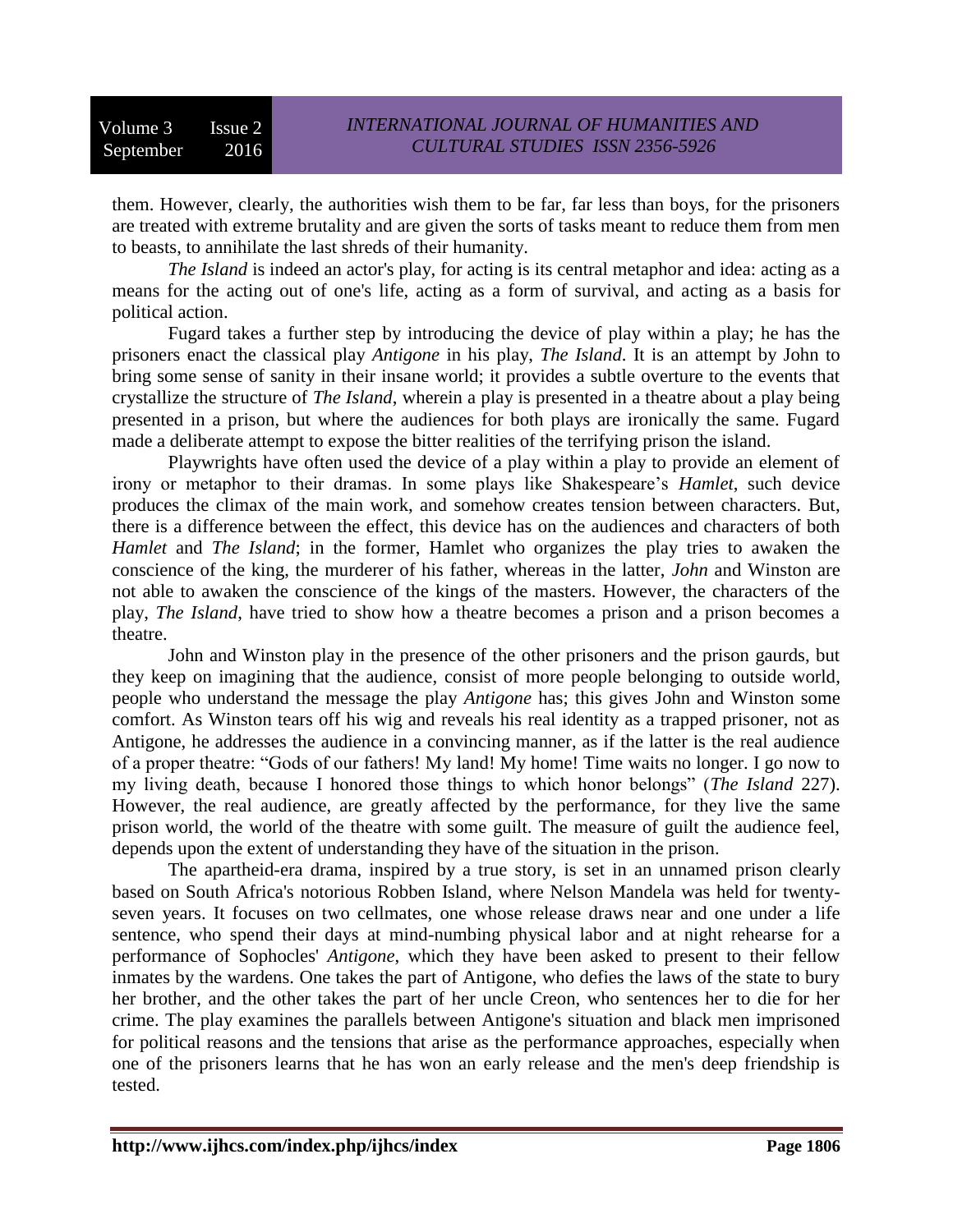them. However, clearly, the authorities wish them to be far, far less than boys, for the prisoners are treated with extreme brutality and are given the sorts of tasks meant to reduce them from men to beasts, to annihilate the last shreds of their humanity.

*The Island* is indeed an actor's play, for acting is its central metaphor and idea: acting as a means for the acting out of one's life, acting as a form of survival, and acting as a basis for political action.

Fugard takes a further step by introducing the device of play within a play; he has the prisoners enact the classical play *Antigone* in his play, *The Island*. It is an attempt by John to bring some sense of sanity in their insane world; it provides a subtle overture to the events that crystallize the structure of *The Island*, wherein a play is presented in a theatre about a play being presented in a prison, but where the audiences for both plays are ironically the same. Fugard made a deliberate attempt to expose the bitter realities of the terrifying prison the island.

Playwrights have often used the device of a play within a play to provide an element of irony or metaphor to their dramas. In some plays like Shakespeare's *Hamlet*, such device produces the climax of the main work, and somehow creates tension between characters. But, there is a difference between the effect, this device has on the audiences and characters of both *Hamlet* and *The Island*; in the former, Hamlet who organizes the play tries to awaken the conscience of the king, the murderer of his father, whereas in the latter, *John* and Winston are not able to awaken the conscience of the kings of the masters. However, the characters of the play, *The Island*, have tried to show how a theatre becomes a prison and a prison becomes a theatre.

John and Winston play in the presence of the other prisoners and the prison gaurds, but they keep on imagining that the audience, consist of more people belonging to outside world, people who understand the message the play *Antigone* has; this gives John and Winston some comfort. As Winston tears off his wig and reveals his real identity as a trapped prisoner, not as Antigone, he addresses the audience in a convincing manner, as if the latter is the real audience of a proper theatre: "Gods of our fathers! My land! My home! Time waits no longer. I go now to my living death, because I honored those things to which honor belongs" (*The Island* 227). However, the real audience, are greatly affected by the performance, for they live the same prison world, the world of the theatre with some guilt. The measure of guilt the audience feel, depends upon the extent of understanding they have of the situation in the prison.

The apartheid-era drama, inspired by a true story, is set in an unnamed prison clearly based on South Africa's notorious Robben Island, where Nelson Mandela was held for twenty-seven years. It focuses on two cellmates, one whose release draws near and one under a life sentence, who spend their days at mind-numbing physical labor and at night rehearse for a performance of Sophocles' *Antigone*, which they have been asked to present to their fellow inmates by the wardens. One takes the part of Antigone, who defies the laws of the state to bury her brother, and the other takes the part of her uncle Creon, who sentences her to die for her crime. The play examines the parallels between Antigone's situation and black men imprisoned for political reasons and the tensions that arise as the performance approaches, especially when one of the prisoners learns that he has won an early release and the men's deep friendship is tested.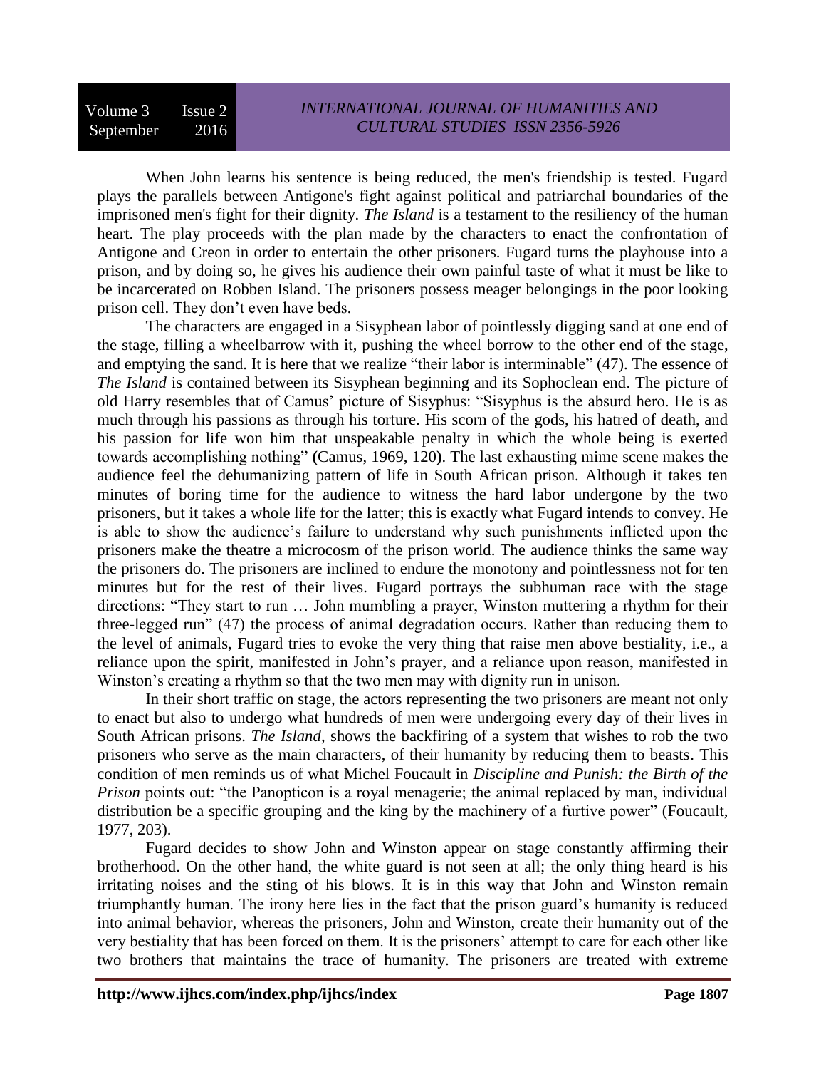When John learns his sentence is being reduced, the men's friendship is tested. Fugard plays the parallels between Antigone's fight against political and patriarchal boundaries of the imprisoned men's fight for their dignity. *The Island* is a testament to the resiliency of the human heart. The play proceeds with the plan made by the characters to enact the confrontation of Antigone and Creon in order to entertain the other prisoners. Fugard turns the playhouse into a prison, and by doing so, he gives his audience their own painful taste of what it must be like to be incarcerated on Robben Island. The prisoners possess meager belongings in the poor looking prison cell. They don't even have beds.

The characters are engaged in a Sisyphean labor of pointlessly digging sand at one end of the stage, filling a wheelbarrow with it, pushing the wheel borrow to the other end of the stage, and emptying the sand. It is here that we realize "their labor is interminable" (47). The essence of *The Island* is contained between its Sisyphean beginning and its Sophoclean end. The picture of old Harry resembles that of Camus' picture of Sisyphus: "Sisyphus is the absurd hero. He is as much through his passions as through his torture. His scorn of the gods, his hatred of death, and his passion for life won him that unspeakable penalty in which the whole being is exerted towards accomplishing nothing" **(**Camus, 1969, 120**)**. The last exhausting mime scene makes the audience feel the dehumanizing pattern of life in South African prison. Although it takes ten minutes of boring time for the audience to witness the hard labor undergone by the two prisoners, but it takes a whole life for the latter; this is exactly what Fugard intends to convey. He is able to show the audience's failure to understand why such punishments inflicted upon the prisoners make the theatre a microcosm of the prison world. The audience thinks the same way the prisoners do. The prisoners are inclined to endure the monotony and pointlessness not for ten minutes but for the rest of their lives. Fugard portrays the subhuman race with the stage directions: "They start to run … John mumbling a prayer, Winston muttering a rhythm for their three-legged run" (47) the process of animal degradation occurs. Rather than reducing them to the level of animals, Fugard tries to evoke the very thing that raise men above bestiality, i.e., a reliance upon the spirit, manifested in John's prayer, and a reliance upon reason, manifested in Winston's creating a rhythm so that the two men may with dignity run in unison.

In their short traffic on stage, the actors representing the two prisoners are meant not only to enact but also to undergo what hundreds of men were undergoing every day of their lives in South African prisons. *The Island*, shows the backfiring of a system that wishes to rob the two prisoners who serve as the main characters, of their humanity by reducing them to beasts. This condition of men reminds us of what Michel Foucault in *Discipline and Punish: the Birth of the Prison* points out: "the Panopticon is a royal menagerie; the animal replaced by man, individual distribution be a specific grouping and the king by the machinery of a furtive power" (Foucault, 1977, 203).

Fugard decides to show John and Winston appear on stage constantly affirming their brotherhood. On the other hand, the white guard is not seen at all; the only thing heard is his irritating noises and the sting of his blows. It is in this way that John and Winston remain triumphantly human. The irony here lies in the fact that the prison guard's humanity is reduced into animal behavior, whereas the prisoners, John and Winston, create their humanity out of the very bestiality that has been forced on them. It is the prisoners' attempt to care for each other like two brothers that maintains the trace of humanity. The prisoners are treated with extreme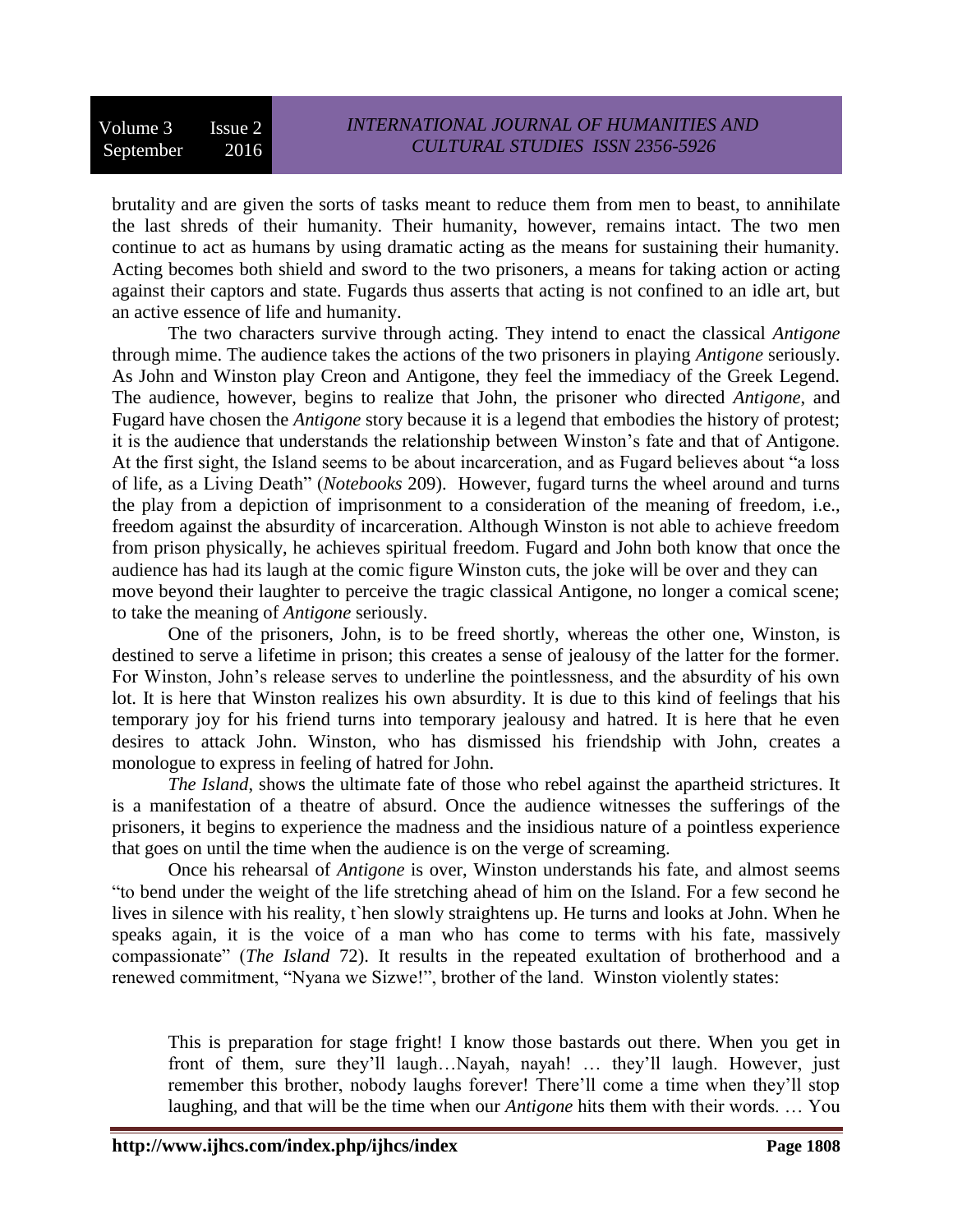brutality and are given the sorts of tasks meant to reduce them from men to beast, to annihilate the last shreds of their humanity. Their humanity, however, remains intact. The two men continue to act as humans by using dramatic acting as the means for sustaining their humanity. Acting becomes both shield and sword to the two prisoners, a means for taking action or acting against their captors and state. Fugards thus asserts that acting is not confined to an idle art, but an active essence of life and humanity.

The two characters survive through acting. They intend to enact the classical *Antigone* through mime. The audience takes the actions of the two prisoners in playing *Antigone* seriously. As John and Winston play Creon and Antigone, they feel the immediacy of the Greek Legend. The audience, however, begins to realize that John, the prisoner who directed *Antigone*, and Fugard have chosen the *Antigone* story because it is a legend that embodies the history of protest; it is the audience that understands the relationship between Winston's fate and that of Antigone. At the first sight, the Island seems to be about incarceration, and as Fugard believes about "a loss of life, as a Living Death" (*Notebooks* 209). However, fugard turns the wheel around and turns the play from a depiction of imprisonment to a consideration of the meaning of freedom, i.e., freedom against the absurdity of incarceration. Although Winston is not able to achieve freedom from prison physically, he achieves spiritual freedom. Fugard and John both know that once the audience has had its laugh at the comic figure Winston cuts, the joke will be over and they can move beyond their laughter to perceive the tragic classical Antigone, no longer a comical scene; to take the meaning of *Antigone* seriously.

One of the prisoners, John, is to be freed shortly, whereas the other one, Winston, is destined to serve a lifetime in prison; this creates a sense of jealousy of the latter for the former. For Winston, John's release serves to underline the pointlessness, and the absurdity of his own lot. It is here that Winston realizes his own absurdity. It is due to this kind of feelings that his temporary joy for his friend turns into temporary jealousy and hatred. It is here that he even desires to attack John. Winston, who has dismissed his friendship with John, creates a monologue to express in feeling of hatred for John.

*The Island*, shows the ultimate fate of those who rebel against the apartheid strictures. It is a manifestation of a theatre of absurd. Once the audience witnesses the sufferings of the prisoners, it begins to experience the madness and the insidious nature of a pointless experience that goes on until the time when the audience is on the verge of screaming.

Once his rehearsal of *Antigone* is over, Winston understands his fate, and almost seems "to bend under the weight of the life stretching ahead of him on the Island. For a few second he lives in silence with his reality, t`hen slowly straightens up. He turns and looks at John. When he speaks again, it is the voice of a man who has come to terms with his fate, massively compassionate" (*The Island* 72). It results in the repeated exultation of brotherhood and a renewed commitment, "Nyana we Sizwe!", brother of the land. Winston violently states:

> This is preparation for stage fright! I know those bastards out there. When you get in front of them, sure they'll laugh…Nayah, nayah! … they'll laugh. However, just remember this brother, nobody laughs forever! There'll come a time when they'll stop laughing, and that will be the time when our *Antigone* hits them with their words. … You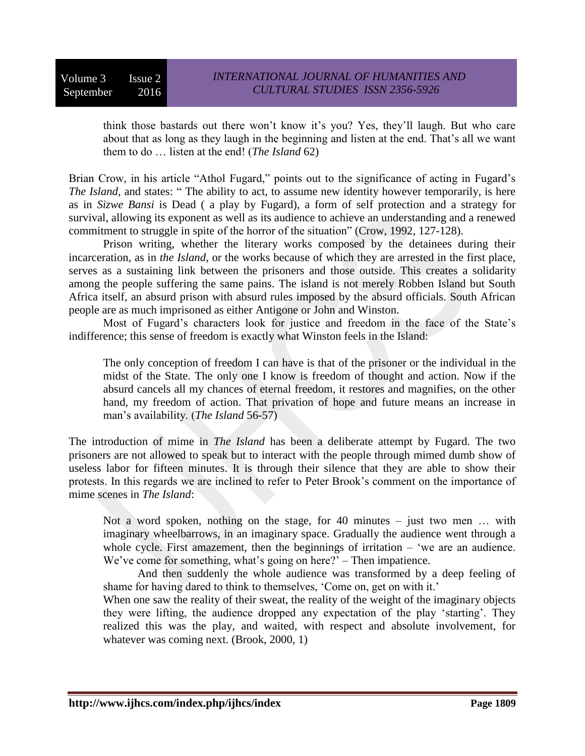> think those bastards out there won't know it's you? Yes, they'll laugh. But who care about that as long as they laugh in the beginning and listen at the end. That's all we want them to do … listen at the end! (*The Island* 62)

Brian Crow, in his article "Athol Fugard," points out to the significance of acting in Fugard's *The Island*, and states: " The ability to act, to assume new identity however temporarily, is here as in *Sizwe Bansi* is Dead ( a play by Fugard), a form of self protection and a strategy for survival, allowing its exponent as well as its audience to achieve an understanding and a renewed commitment to struggle in spite of the horror of the situation" (Crow, 1992, 127-128).

Prison writing, whether the literary works composed by the detainees during their incarceration, as in *the Island*, or the works because of which they are arrested in the first place, serves as a sustaining link between the prisoners and those outside. This creates a solidarity among the people suffering the same pains. The island is not merely Robben Island but South Africa itself, an absurd prison with absurd rules imposed by the absurd officials. South African people are as much imprisoned as either Antigone or John and Winston.

Most of Fugard's characters look for justice and freedom in the face of the State's indifference; this sense of freedom is exactly what Winston feels in the Island:

> The only conception of freedom I can have is that of the prisoner or the individual in the midst of the State. The only one I know is freedom of thought and action. Now if the absurd cancels all my chances of eternal freedom, it restores and magnifies, on the other hand, my freedom of action. That privation of hope and future means an increase in man's availability. (*The Island* 56-57)

The introduction of mime in *The Island* has been a deliberate attempt by Fugard. The two prisoners are not allowed to speak but to interact with the people through mimed dumb show of useless labor for fifteen minutes. It is through their silence that they are able to show their protests. In this regards we are inclined to refer to Peter Brook's comment on the importance of mime scenes in *The Island*:

> Not a word spoken, nothing on the stage, for 40 minutes – just two men … with imaginary wheelbarrows, in an imaginary space. Gradually the audience went through a whole cycle. First amazement, then the beginnings of irritation – 'we are an audience. We've come for something, what's going on here?' – Then impatience.
>
> And then suddenly the whole audience was transformed by a deep feeling of shame for having dared to think to themselves, 'Come on, get on with it.'
>
> When one saw the reality of their sweat, the reality of the weight of the imaginary objects they were lifting, the audience dropped any expectation of the play 'starting'. They realized this was the play, and waited, with respect and absolute involvement, for whatever was coming next. (Brook, 2000, 1)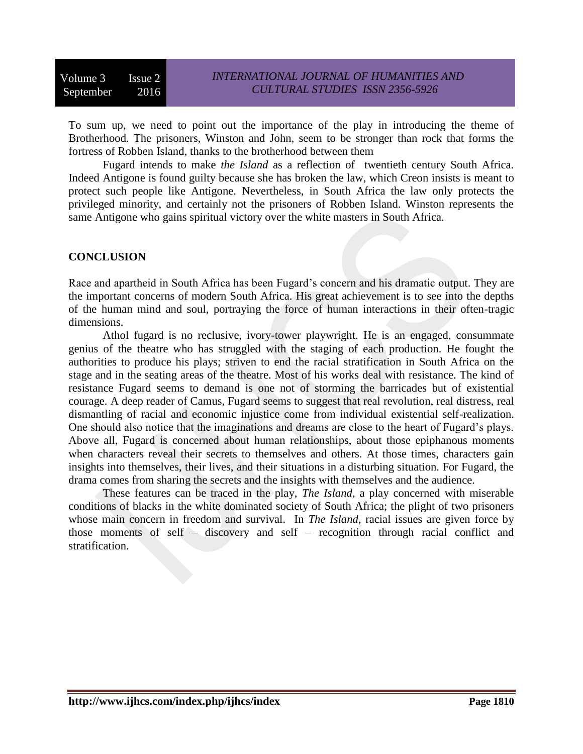To sum up, we need to point out the importance of the play in introducing the theme of Brotherhood. The prisoners, Winston and John, seem to be stronger than rock that forms the fortress of Robben Island, thanks to the brotherhood between them

Fugard intends to make *the Island* as a reflection of twentieth century South Africa. Indeed Antigone is found guilty because she has broken the law, which Creon insists is meant to protect such people like Antigone. Nevertheless, in South Africa the law only protects the privileged minority, and certainly not the prisoners of Robben Island. Winston represents the same Antigone who gains spiritual victory over the white masters in South Africa.

## CONCLUSION

Race and apartheid in South Africa has been Fugard's concern and his dramatic output. They are the important concerns of modern South Africa. His great achievement is to see into the depths of the human mind and soul, portraying the force of human interactions in their often-tragic dimensions.

Athol fugard is no reclusive, ivory-tower playwright. He is an engaged, consummate genius of the theatre who has struggled with the staging of each production. He fought the authorities to produce his plays; striven to end the racial stratification in South Africa on the stage and in the seating areas of the theatre. Most of his works deal with resistance. The kind of resistance Fugard seems to demand is one not of storming the barricades but of existential courage. A deep reader of Camus, Fugard seems to suggest that real revolution, real distress, real dismantling of racial and economic injustice come from individual existential self-realization. One should also notice that the imaginations and dreams are close to the heart of Fugard's plays. Above all, Fugard is concerned about human relationships, about those epiphanous moments when characters reveal their secrets to themselves and others. At those times, characters gain insights into themselves, their lives, and their situations in a disturbing situation. For Fugard, the drama comes from sharing the secrets and the insights with themselves and the audience.

These features can be traced in the play, *The Island*, a play concerned with miserable conditions of blacks in the white dominated society of South Africa; the plight of two prisoners whose main concern in freedom and survival. In *The Island*, racial issues are given force by those moments of self – discovery and self – recognition through racial conflict and stratification.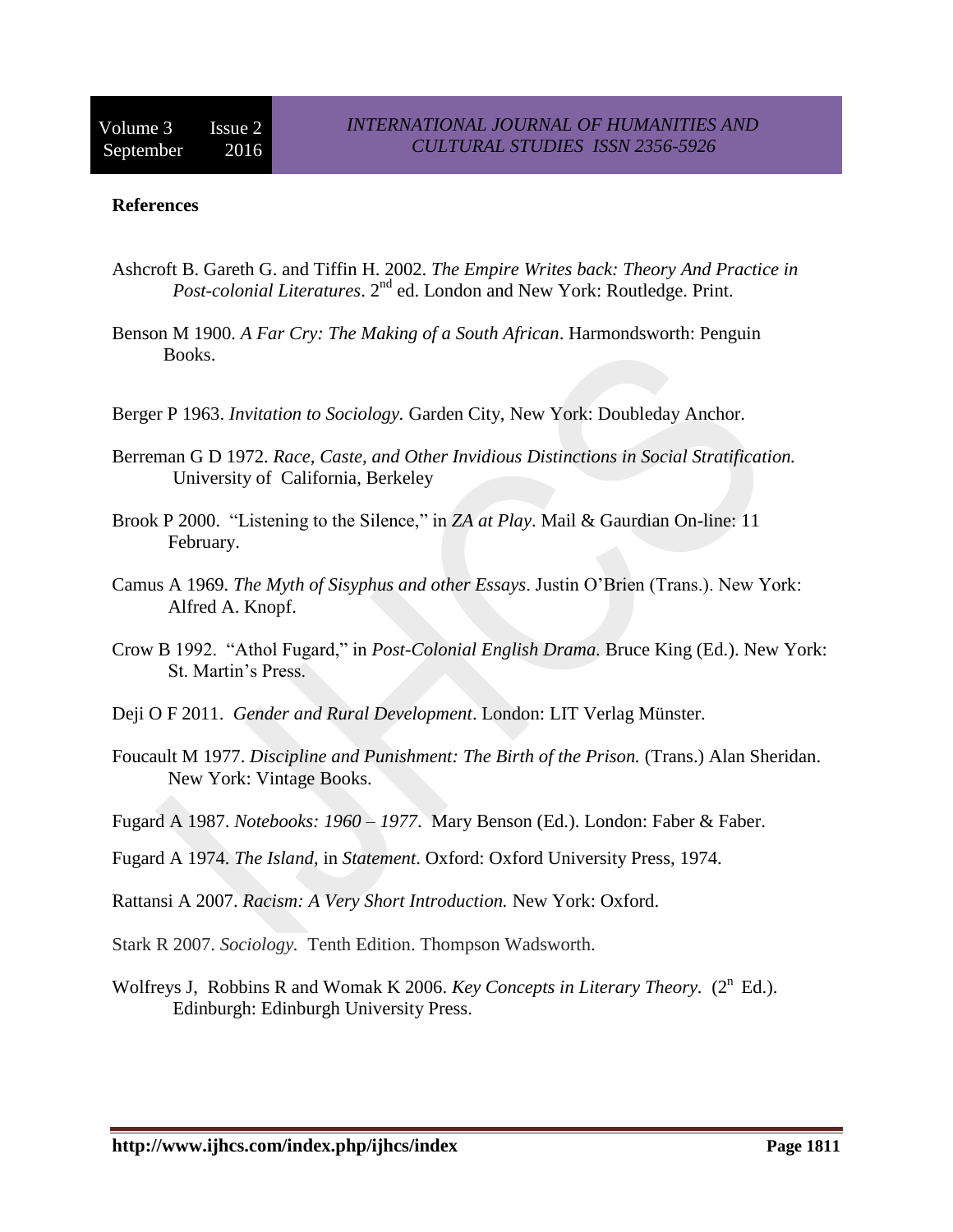**References**

Ashcroft B. Gareth G. and Tiffin H. 2002. *The Empire Writes back: Theory And Practice in Post-colonial Literatures*. 2nd ed. London and New York: Routledge. Print.

Benson M 1900. *A Far Cry: The Making of a South African*. Harmondsworth: Penguin Books.

Berger P 1963. *Invitation to Sociology.* Garden City, New York: Doubleday Anchor.

Berreman G D 1972. *Race, Caste, and Other Invidious Distinctions in Social Stratification.* University of California, Berkeley

Brook P 2000. "Listening to the Silence," in *ZA at Play*. Mail & Gaurdian On-line: 11 February.

Camus A 1969. *The Myth of Sisyphus and other Essays*. Justin O'Brien (Trans.). New York: Alfred A. Knopf.

Crow B 1992. "Athol Fugard," in *Post-Colonial English Drama.* Bruce King (Ed.). New York: St. Martin's Press.

Deji O F 2011. *Gender and Rural Development*. London: LIT Verlag Münster.

Foucault M 1977. *Discipline and Punishment: The Birth of the Prison.* (Trans.) Alan Sheridan. New York: Vintage Books.

Fugard A 1987. *Notebooks: 1960 – 1977*. Mary Benson (Ed.). London: Faber & Faber.

Fugard A 1974. *The Island,* in *Statement*. Oxford: Oxford University Press, 1974.

Rattansi A 2007. *Racism: A Very Short Introduction.* New York: Oxford.

Stark R 2007. *Sociology.* Tenth Edition. Thompson Wadsworth.

Wolfreys J, Robbins R and Womak K 2006. *Key Concepts in Literary Theory*. (2n Ed.). Edinburgh: Edinburgh University Press.